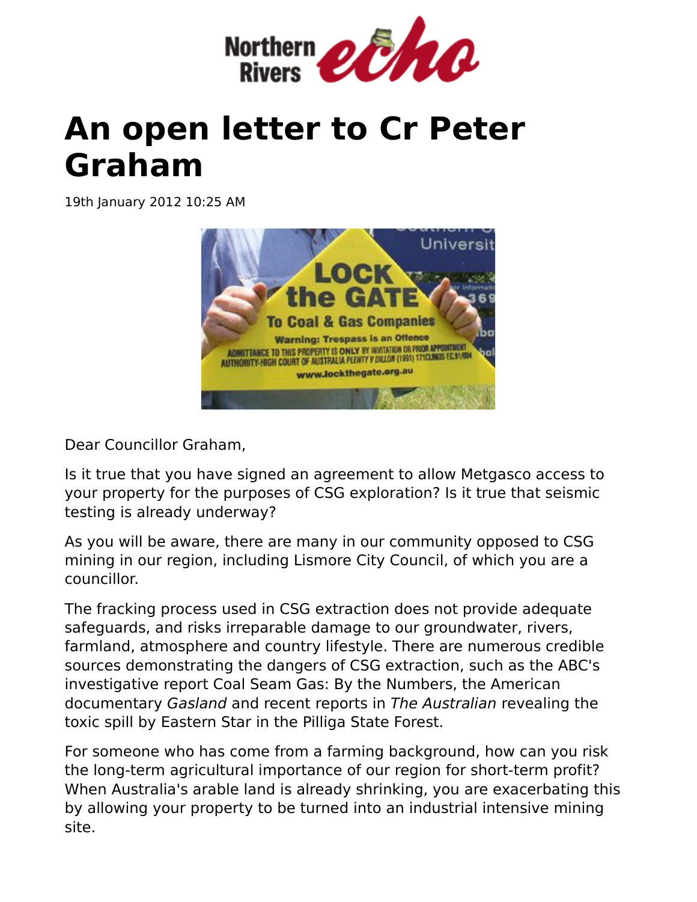Northern Rivers echo

# An open letter to Cr Peter Graham

19th January 2012 10:25 AM

Dear Councillor Graham,

Is it true that you have signed an agreement to allow Metgasco access to your property for the purposes of CSG exploration? Is it true that seismic testing is already underway?

As you will be aware, there are many in our community opposed to CSG mining in our region, including Lismore City Council, of which you are a councillor.

The fracking process used in CSG extraction does not provide adequate safeguards, and risks irreparable damage to our groundwater, rivers, farmland, atmosphere and country lifestyle. There are numerous credible sources demonstrating the dangers of CSG extraction, such as the ABC's investigative report Coal Seam Gas: By the Numbers, the American documentary *Gasland* and recent reports in *The Australian* revealing the toxic spill by Eastern Star in the Pilliga State Forest.

For someone who has come from a farming background, how can you risk the long-term agricultural importance of our region for short-term profit? When Australia's arable land is already shrinking, you are exacerbating this by allowing your property to be turned into an industrial intensive mining site.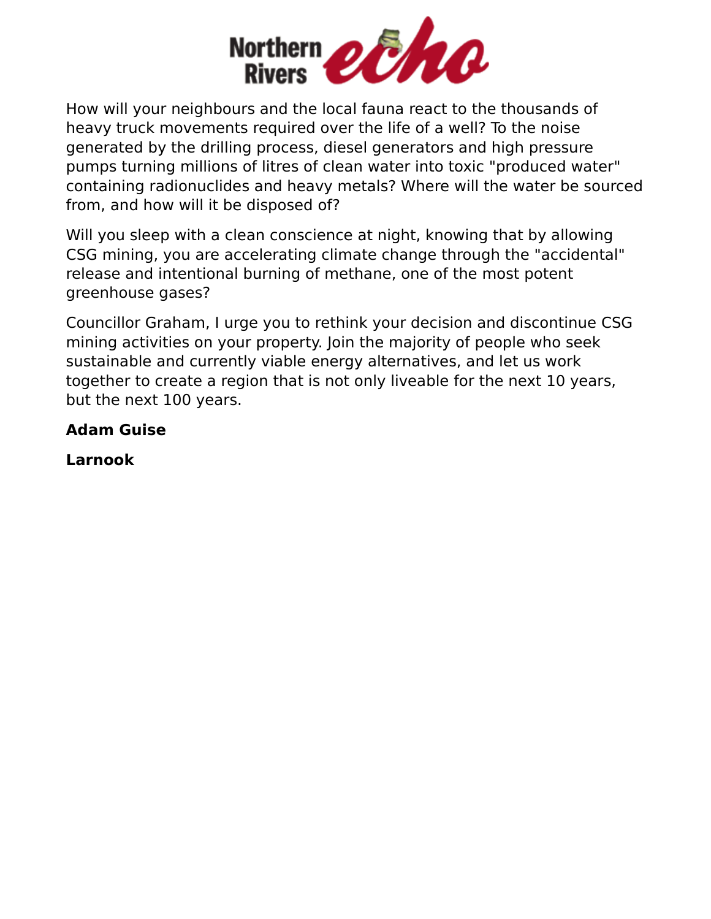How will your neighbours and the local fauna react to the thousands of heavy truck movements required over the life of a well? To the noise generated by the drilling process, diesel generators and high pressure pumps turning millions of litres of clean water into toxic "produced water" containing radionuclides and heavy metals? Where will the water be sourced from, and how will it be disposed of?

Will you sleep with a clean conscience at night, knowing that by allowing CSG mining, you are accelerating climate change through the "accidental" release and intentional burning of methane, one of the most potent greenhouse gases?

Councillor Graham, I urge you to rethink your decision and discontinue CSG mining activities on your property. Join the majority of people who seek sustainable and currently viable energy alternatives, and let us work together to create a region that is not only liveable for the next 10 years, but the next 100 years.

**Adam Guise**

**Larnook**